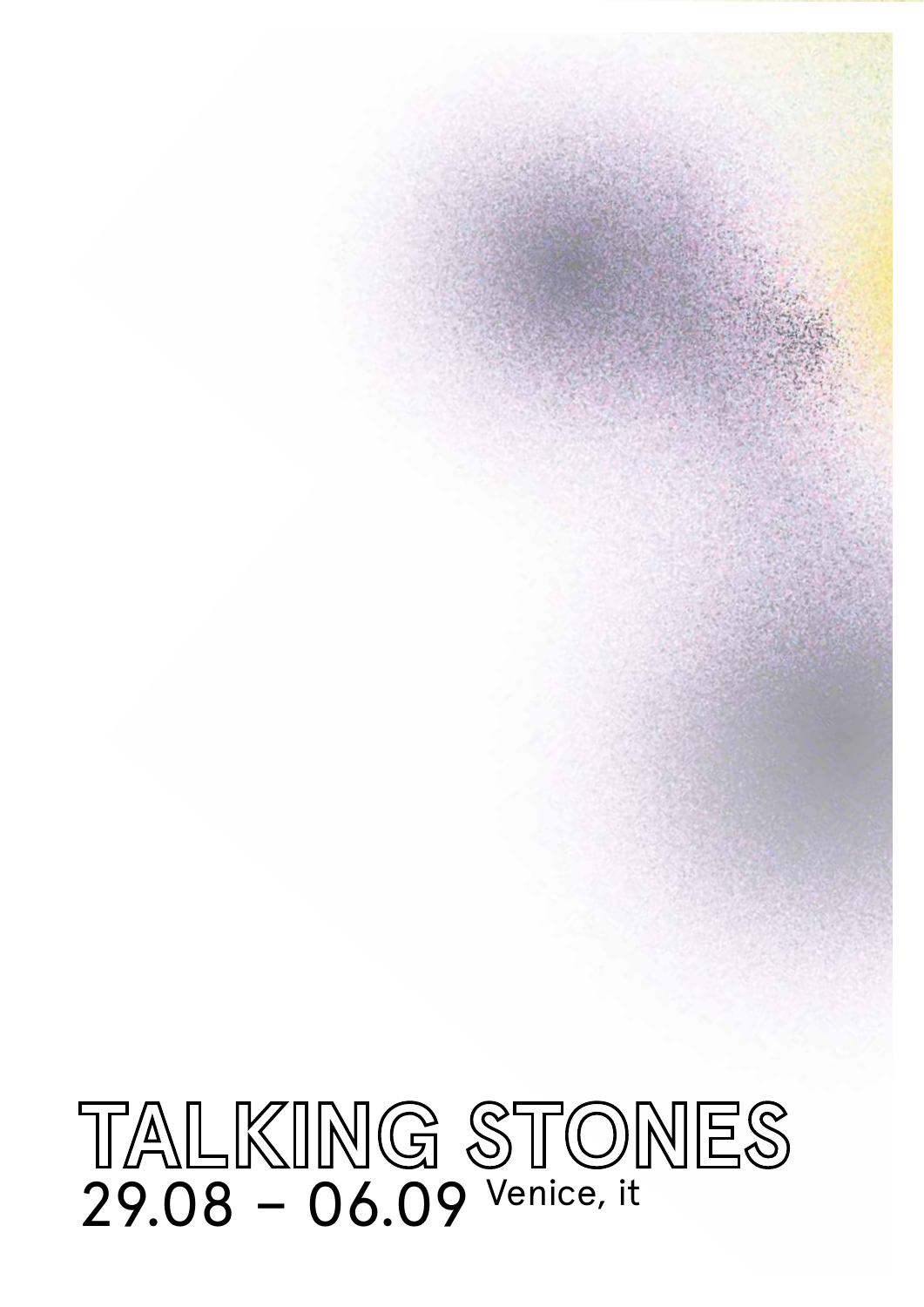# TALKING STONES

29.08 – 06.09 Venice, it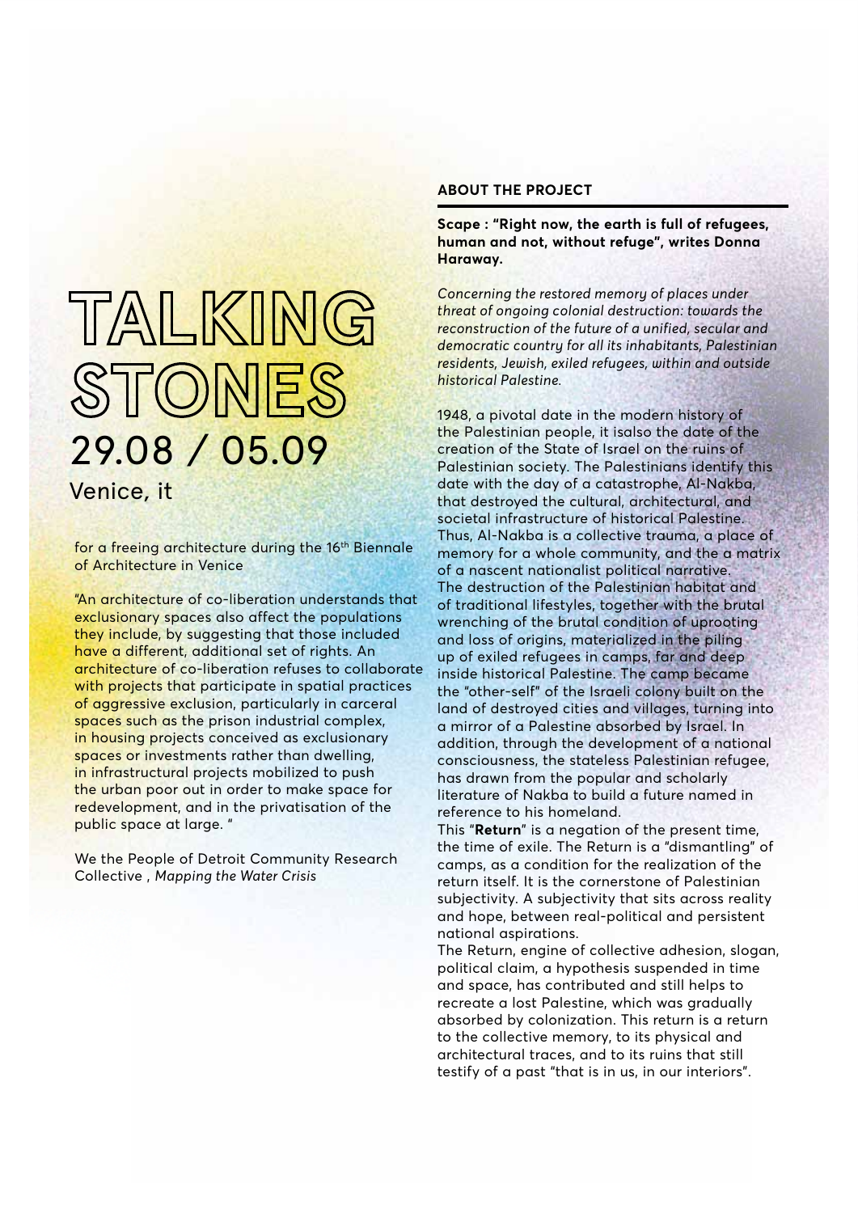# TALKING STONES

## 29.08 / 05.09

Venice, it

for a freeing architecture during the 16th Biennale of Architecture in Venice

"An architecture of co-liberation understands that exclusionary spaces also affect the populations they include, by suggesting that those included have a different, additional set of rights. An architecture of co-liberation refuses to collaborate with projects that participate in spatial practices of aggressive exclusion, particularly in carceral spaces such as the prison industrial complex, in housing projects conceived as exclusionary spaces or investments rather than dwelling, in infrastructural projects mobilized to push the urban poor out in order to make space for redevelopment, and in the privatisation of the public space at large. "

We the People of Detroit Community Research Collective , *Mapping the Water Crisis*

### ABOUT THE PROJECT

**Scape : "Right now, the earth is full of refugees, human and not, without refuge", writes Donna Haraway.**

*Concerning the restored memory of places under threat of ongoing colonial destruction: towards the reconstruction of the future of a unified, secular and democratic country for all its inhabitants, Palestinian residents, Jewish, exiled refugees, within and outside historical Palestine.*

1948, a pivotal date in the modern history of the Palestinian people, it isalso the date of the creation of the State of Israel on the ruins of Palestinian society. The Palestinians identify this date with the day of a catastrophe, Al-Nakba, that destroyed the cultural, architectural, and societal infrastructure of historical Palestine. Thus, Al-Nakba is a collective trauma, a place of memory for a whole community, and the a matrix of a nascent nationalist political narrative.
The destruction of the Palestinian habitat and of traditional lifestyles, together with the brutal wrenching of the brutal condition of uprooting and loss of origins, materialized in the piling up of exiled refugees in camps, far and deep inside historical Palestine. The camp became the "other-self" of the Israeli colony built on the land of destroyed cities and villages, turning into a mirror of a Palestine absorbed by Israel. In addition, through the development of a national consciousness, the stateless Palestinian refugee, has drawn from the popular and scholarly literature of Nakba to build a future named in reference to his homeland.
This "**Return**" is a negation of the present time, the time of exile. The Return is a "dismantling" of camps, as a condition for the realization of the return itself. It is the cornerstone of Palestinian subjectivity. A subjectivity that sits across reality and hope, between real-political and persistent national aspirations.
The Return, engine of collective adhesion, slogan, political claim, a hypothesis suspended in time and space, has contributed and still helps to recreate a lost Palestine, which was gradually absorbed by colonization. This return is a return to the collective memory, to its physical and architectural traces, and to its ruins that still testify of a past "that is in us, in our interiors".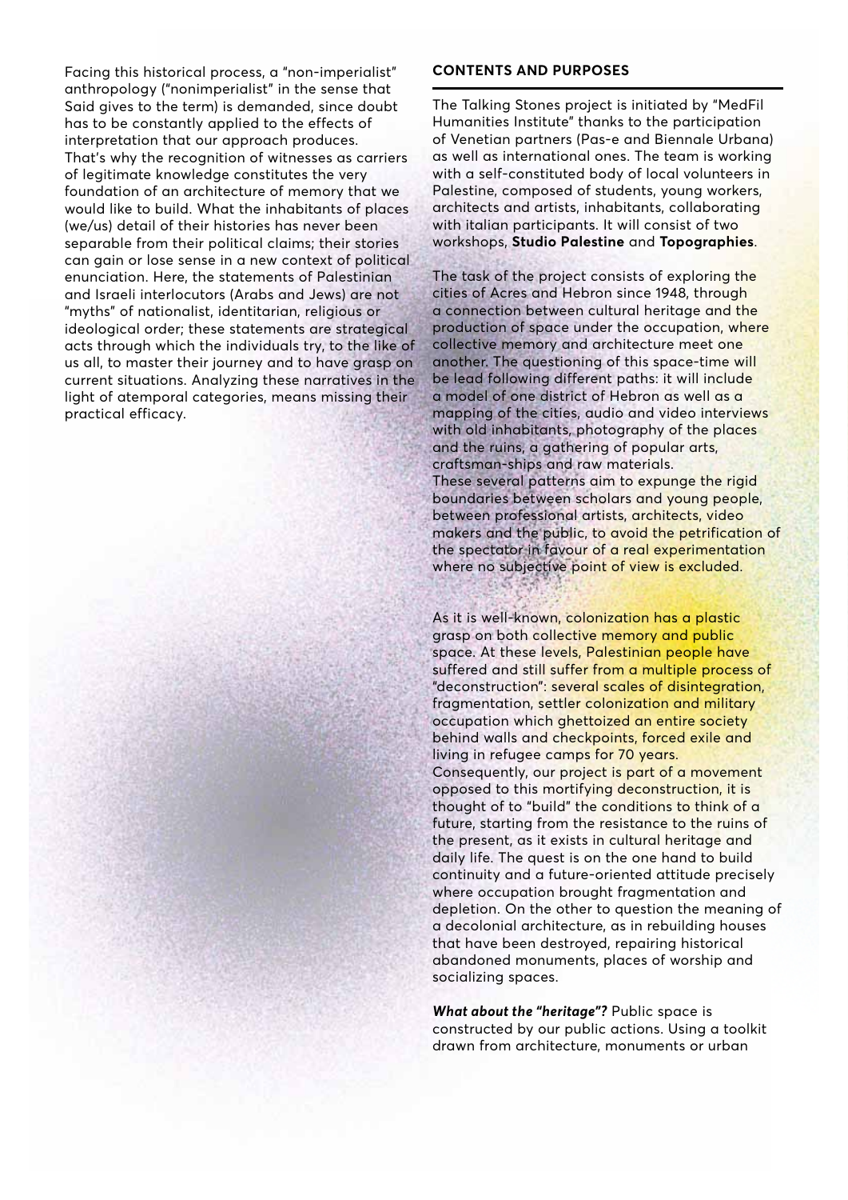Facing this historical process, a "non-imperialist" anthropology ("nonimperialist" in the sense that Said gives to the term) is demanded, since doubt has to be constantly applied to the effects of interpretation that our approach produces. That's why the recognition of witnesses as carriers of legitimate knowledge constitutes the very foundation of an architecture of memory that we would like to build. What the inhabitants of places (we/us) detail of their histories has never been separable from their political claims; their stories can gain or lose sense in a new context of political enunciation. Here, the statements of Palestinian and Israeli interlocutors (Arabs and Jews) are not "myths" of nationalist, identitarian, religious or ideological order; these statements are strategical acts through which the individuals try, to the like of us all, to master their journey and to have grasp on current situations. Analyzing these narratives in the light of atemporal categories, means missing their practical efficacy.

## CONTENTS AND PURPOSES

The Talking Stones project is initiated by "MedFil Humanities Institute" thanks to the participation of Venetian partners (Pas-e and Biennale Urbana) as well as international ones. The team is working with a self-constituted body of local volunteers in Palestine, composed of students, young workers, architects and artists, inhabitants, collaborating with italian participants. It will consist of two workshops, **Studio Palestine** and **Topographies**.

The task of the project consists of exploring the cities of Acres and Hebron since 1948, through a connection between cultural heritage and the production of space under the occupation, where collective memory and architecture meet one another. The questioning of this space-time will be lead following different paths: it will include a model of one district of Hebron as well as a mapping of the cities, audio and video interviews with old inhabitants, photography of the places and the ruins, a gathering of popular arts, craftsman-ships and raw materials.
These several patterns aim to expunge the rigid boundaries between scholars and young people, between professional artists, architects, video makers and the public, to avoid the petrification of the spectator in favour of a real experimentation where no subjective point of view is excluded.

As it is well-known, colonization has a plastic grasp on both collective memory and public space. At these levels, Palestinian people have suffered and still suffer from a multiple process of "deconstruction": several scales of disintegration, fragmentation, settler colonization and military occupation which ghettoized an entire society behind walls and checkpoints, forced exile and living in refugee camps for 70 years.
Consequently, our project is part of a movement opposed to this mortifying deconstruction, it is thought of to "build" the conditions to think of a future, starting from the resistance to the ruins of the present, as it exists in cultural heritage and daily life. The quest is on the one hand to build continuity and a future-oriented attitude precisely where occupation brought fragmentation and depletion. On the other to question the meaning of a decolonial architecture, as in rebuilding houses that have been destroyed, repairing historical abandoned monuments, places of worship and socializing spaces.

***What about the "heritage"?*** Public space is constructed by our public actions. Using a toolkit drawn from architecture, monuments or urban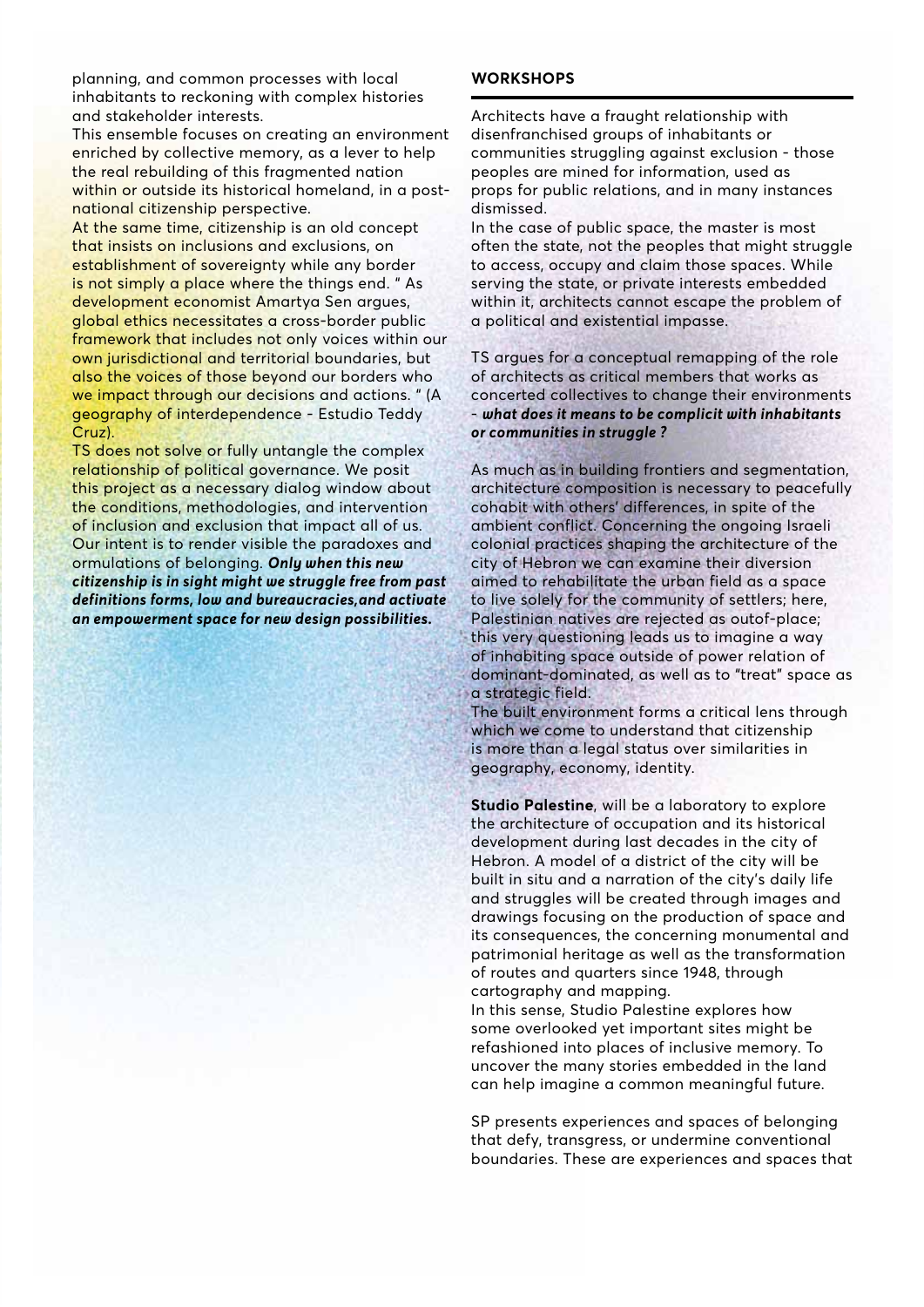planning, and common processes with local inhabitants to reckoning with complex histories and stakeholder interests.

This ensemble focuses on creating an environment enriched by collective memory, as a lever to help the real rebuilding of this fragmented nation within or outside its historical homeland, in a post-national citizenship perspective.

At the same time, citizenship is an old concept that insists on inclusions and exclusions, on establishment of sovereignty while any border is not simply a place where the things end. " As development economist Amartya Sen argues, global ethics necessitates a cross-border public framework that includes not only voices within our own jurisdictional and territorial boundaries, but also the voices of those beyond our borders who we impact through our decisions and actions. " (A geography of interdependence - Estudio Teddy Cruz).

TS does not solve or fully untangle the complex relationship of political governance. We posit this project as a necessary dialog window about the conditions, methodologies, and intervention of inclusion and exclusion that impact all of us. Our intent is to render visible the paradoxes and ormulations of belonging. ***Only when this new citizenship is in sight might we struggle free from past definitions forms, low and bureaucracies,and activate an empowerment space for new design possibilities.***

## WORKSHOPS

Architects have a fraught relationship with disenfranchised groups of inhabitants or communities struggling against exclusion - those peoples are mined for information, used as props for public relations, and in many instances dismissed.

In the case of public space, the master is most often the state, not the peoples that might struggle to access, occupy and claim those spaces. While serving the state, or private interests embedded within it, architects cannot escape the problem of a political and existential impasse.

TS argues for a conceptual remapping of the role of architects as critical members that works as concerted collectives to change their environments - ***what does it means to be complicit with inhabitants or communities in struggle ?***

As much as in building frontiers and segmentation, architecture composition is necessary to peacefully cohabit with others' differences, in spite of the ambient conflict. Concerning the ongoing Israeli colonial practices shaping the architecture of the city of Hebron we can examine their diversion aimed to rehabilitate the urban field as a space to live solely for the community of settlers; here, Palestinian natives are rejected as outof-place; this very questioning leads us to imagine a way of inhabiting space outside of power relation of dominant-dominated, as well as to "treat" space as a strategic field.

The built environment forms a critical lens through which we come to understand that citizenship is more than a legal status over similarities in geography, economy, identity.

**Studio Palestine**, will be a laboratory to explore the architecture of occupation and its historical development during last decades in the city of Hebron. A model of a district of the city will be built in situ and a narration of the city's daily life and struggles will be created through images and drawings focusing on the production of space and its consequences, the concerning monumental and patrimonial heritage as well as the transformation of routes and quarters since 1948, through cartography and mapping.

In this sense, Studio Palestine explores how some overlooked yet important sites might be refashioned into places of inclusive memory. To uncover the many stories embedded in the land can help imagine a common meaningful future.

SP presents experiences and spaces of belonging that defy, transgress, or undermine conventional boundaries. These are experiences and spaces that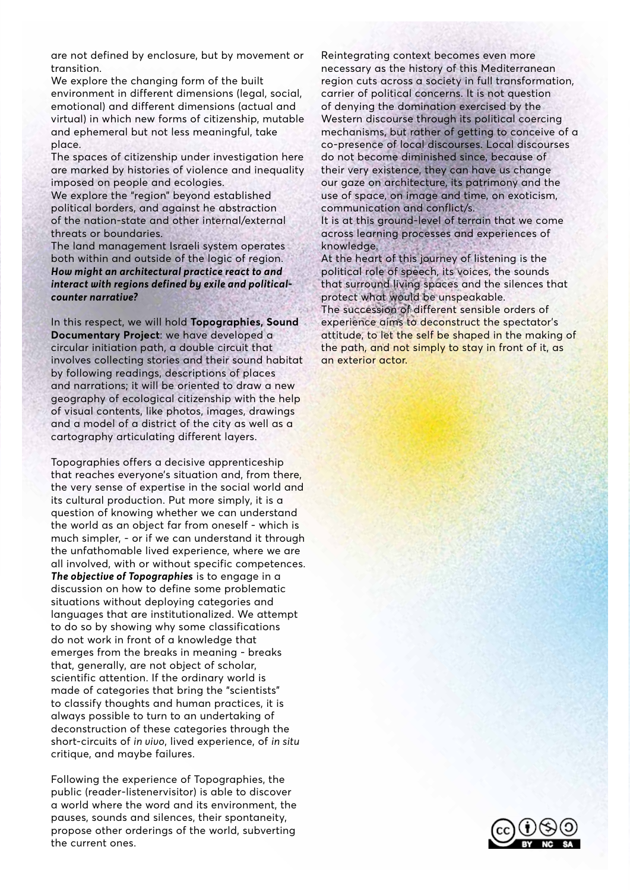are not defined by enclosure, but by movement or transition.

We explore the changing form of the built environment in different dimensions (legal, social, emotional) and different dimensions (actual and virtual) in which new forms of citizenship, mutable and ephemeral but not less meaningful, take place.

The spaces of citizenship under investigation here are marked by histories of violence and inequality imposed on people and ecologies.

We explore the "region" beyond established political borders, and against he abstraction of the nation-state and other internal/external threats or boundaries.

The land management Israeli system operates both within and outside of the logic of region. ***How might an architectural practice react to and interact with regions defined by exile and political-counter narrative?***

In this respect, we will hold **Topographies, Sound Documentary Project**: we have developed a circular initiation path, a double circuit that involves collecting stories and their sound habitat by following readings, descriptions of places and narrations; it will be oriented to draw a new geography of ecological citizenship with the help of visual contents, like photos, images, drawings and a model of a district of the city as well as a cartography articulating different layers.

Topographies offers a decisive apprenticeship that reaches everyone's situation and, from there, the very sense of expertise in the social world and its cultural production. Put more simply, it is a question of knowing whether we can understand the world as an object far from oneself - which is much simpler, - or if we can understand it through the unfathomable lived experience, where we are all involved, with or without specific competences. ***The objective of Topographies*** is to engage in a discussion on how to define some problematic situations without deploying categories and languages that are institutionalized. We attempt to do so by showing why some classifications do not work in front of a knowledge that emerges from the breaks in meaning - breaks that, generally, are not object of scholar, scientific attention. If the ordinary world is made of categories that bring the "scientists" to classify thoughts and human practices, it is always possible to turn to an undertaking of deconstruction of these categories through the short-circuits of *in vivo*, lived experience, of *in situ* critique, and maybe failures.

Following the experience of Topographies, the public (reader-listenervisitor) is able to discover a world where the word and its environment, the pauses, sounds and silences, their spontaneity, propose other orderings of the world, subverting the current ones.

Reintegrating context becomes even more necessary as the history of this Mediterranean region cuts across a society in full transformation, carrier of political concerns. It is not question of denying the domination exercised by the Western discourse through its political coercing mechanisms, but rather of getting to conceive of a co-presence of local discourses. Local discourses do not become diminished since, because of their very existence, they can have us change our gaze on architecture, its patrimony and the use of space, on image and time, on exoticism, communication and conflict/s.

It is at this ground-level of terrain that we come across learning processes and experiences of knowledge.

At the heart of this journey of listening is the political role of speech, its voices, the sounds that surround living spaces and the silences that protect what would be unspeakable.

The succession of different sensible orders of experience aims to deconstruct the spectator's attitude, to let the self be shaped in the making of the path, and not simply to stay in front of it, as an exterior actor.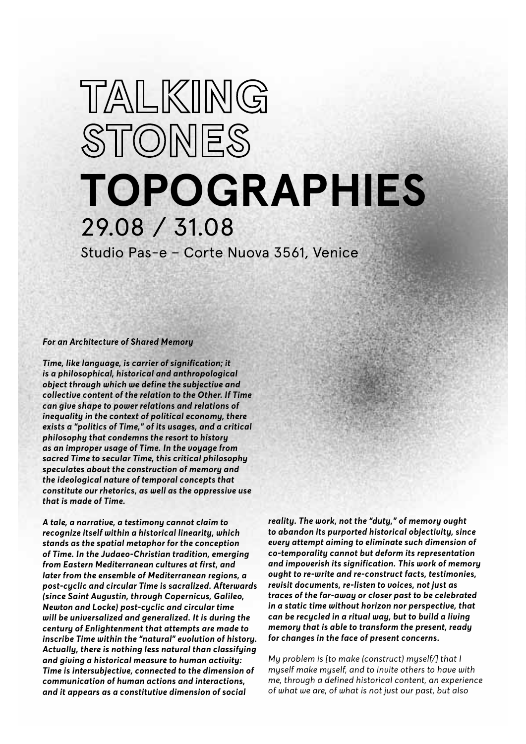# TALKING STONES

# TOPOGRAPHIES

29.08 / 31.08

Studio Pas-e – Corte Nuova 3561, Venice

***For an Architecture of Shared Memory***

***Time, like language, is carrier of signification; it is a philosophical, historical and anthropological object through which we define the subjective and collective content of the relation to the Other. If Time can give shape to power relations and relations of inequality in the context of political economy, there exists a "politics of Time," of its usages, and a critical philosophy that condemns the resort to history as an improper usage of Time. In the voyage from sacred Time to secular Time, this critical philosophy speculates about the construction of memory and the ideological nature of temporal concepts that constitute our rhetorics, as well as the oppressive use that is made of Time.***

***A tale, a narrative, a testimony cannot claim to recognize itself within a historical linearity, which stands as the spatial metaphor for the conception of Time. In the Judaeo-Christian tradition, emerging from Eastern Mediterranean cultures at first, and later from the ensemble of Mediterranean regions, a post-cyclic and circular Time is sacralized. Afterwards (since Saint Augustin, through Copernicus, Galileo, Newton and Locke) post-cyclic and circular time will be universalized and generalized. It is during the century of Enlightenment that attempts are made to inscribe Time within the "natural" evolution of history. Actually, there is nothing less natural than classifying and giving a historical measure to human activity: Time is intersubjective, connected to the dimension of communication of human actions and interactions, and it appears as a constitutive dimension of social reality. The work, not the "duty," of memory ought to abandon its purported historical objectivity, since every attempt aiming to eliminate such dimension of co-temporality cannot but deform its representation and impoverish its signification. This work of memory ought to re-write and re-construct facts, testimonies, revisit documents, re-listen to voices, not just as traces of the far-away or closer past to be celebrated in a static time without horizon nor perspective, that can be recycled in a ritual way, but to build a living memory that is able to transform the present, ready for changes in the face of present concerns.***

*My problem is [to make (construct) myself/] that I myself make myself, and to invite others to have with me, through a defined historical content, an experience of what we are, of what is not just our past, but also*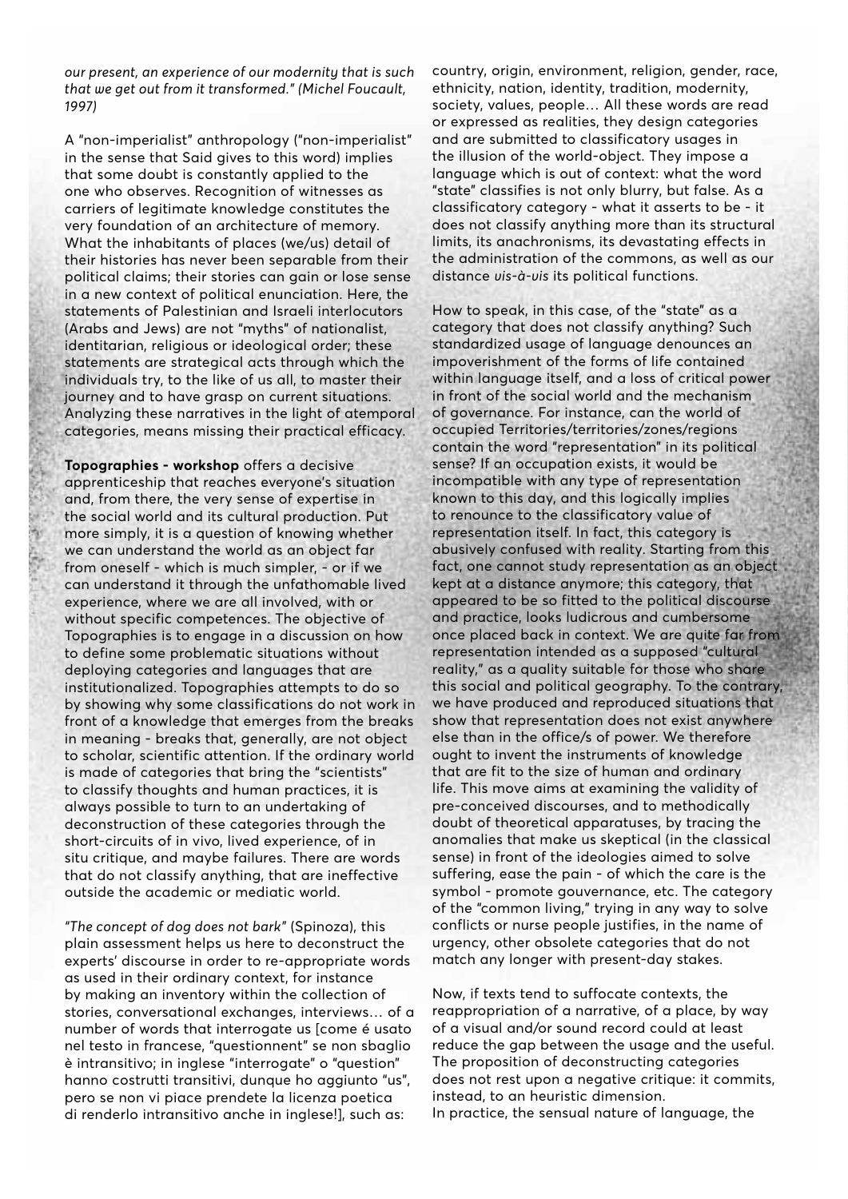*our present, an experience of our modernity that is such that we get out from it transformed." (Michel Foucault, 1997)*

A "non-imperialist" anthropology ("non-imperialist" in the sense that Said gives to this word) implies that some doubt is constantly applied to the one who observes. Recognition of witnesses as carriers of legitimate knowledge constitutes the very foundation of an architecture of memory. What the inhabitants of places (we/us) detail of their histories has never been separable from their political claims; their stories can gain or lose sense in a new context of political enunciation. Here, the statements of Palestinian and Israeli interlocutors (Arabs and Jews) are not "myths" of nationalist, identitarian, religious or ideological order; these statements are strategical acts through which the individuals try, to the like of us all, to master their journey and to have grasp on current situations. Analyzing these narratives in the light of atemporal categories, means missing their practical efficacy.

**Topographies - workshop** offers a decisive apprenticeship that reaches everyone's situation and, from there, the very sense of expertise in the social world and its cultural production. Put more simply, it is a question of knowing whether we can understand the world as an object far from oneself - which is much simpler, - or if we can understand it through the unfathomable lived experience, where we are all involved, with or without specific competences. The objective of Topographies is to engage in a discussion on how to define some problematic situations without deploying categories and languages that are institutionalized. Topographies attempts to do so by showing why some classifications do not work in front of a knowledge that emerges from the breaks in meaning - breaks that, generally, are not object to scholar, scientific attention. If the ordinary world is made of categories that bring the "scientists" to classify thoughts and human practices, it is always possible to turn to an undertaking of deconstruction of these categories through the short-circuits of in vivo, lived experience, of in situ critique, and maybe failures. There are words that do not classify anything, that are ineffective outside the academic or mediatic world.

*"The concept of dog does not bark"* (Spinoza), this plain assessment helps us here to deconstruct the experts' discourse in order to re-appropriate words as used in their ordinary context, for instance by making an inventory within the collection of stories, conversational exchanges, interviews… of a number of words that interrogate us [come é usato nel testo in francese, "questionnent" se non sbaglio è intransitivo; in inglese "interrogate" o "question" hanno costrutti transitivi, dunque ho aggiunto "us", pero se non vi piace prendete la licenza poetica di renderlo intransitivo anche in inglese!], such as: country, origin, environment, religion, gender, race, ethnicity, nation, identity, tradition, modernity, society, values, people… All these words are read or expressed as realities, they design categories and are submitted to classificatory usages in the illusion of the world-object. They impose a language which is out of context: what the word "state" classifies is not only blurry, but false. As a classificatory category - what it asserts to be - it does not classify anything more than its structural limits, its anachronisms, its devastating effects in the administration of the commons, as well as our distance *vis-à-vis* its political functions.

How to speak, in this case, of the "state" as a category that does not classify anything? Such standardized usage of language denounces an impoverishment of the forms of life contained within language itself, and a loss of critical power in front of the social world and the mechanism of governance. For instance, can the world of occupied Territories/territories/zones/regions contain the word "representation" in its political sense? If an occupation exists, it would be incompatible with any type of representation known to this day, and this logically implies to renounce to the classificatory value of representation itself. In fact, this category is abusively confused with reality. Starting from this fact, one cannot study representation as an object kept at a distance anymore; this category, that appeared to be so fitted to the political discourse and practice, looks ludicrous and cumbersome once placed back in context. We are quite far from representation intended as a supposed "cultural reality," as a quality suitable for those who share this social and political geography. To the contrary, we have produced and reproduced situations that show that representation does not exist anywhere else than in the office/s of power. We therefore ought to invent the instruments of knowledge that are fit to the size of human and ordinary life. This move aims at examining the validity of pre-conceived discourses, and to methodically doubt of theoretical apparatuses, by tracing the anomalies that make us skeptical (in the classical sense) in front of the ideologies aimed to solve suffering, ease the pain - of which the care is the symbol - promote gouvernance, etc. The category of the "common living," trying in any way to solve conflicts or nurse people justifies, in the name of urgency, other obsolete categories that do not match any longer with present-day stakes.

Now, if texts tend to suffocate contexts, the reappropriation of a narrative, of a place, by way of a visual and/or sound record could at least reduce the gap between the usage and the useful. The proposition of deconstructing categories does not rest upon a negative critique: it commits, instead, to an heuristic dimension.
In practice, the sensual nature of language, the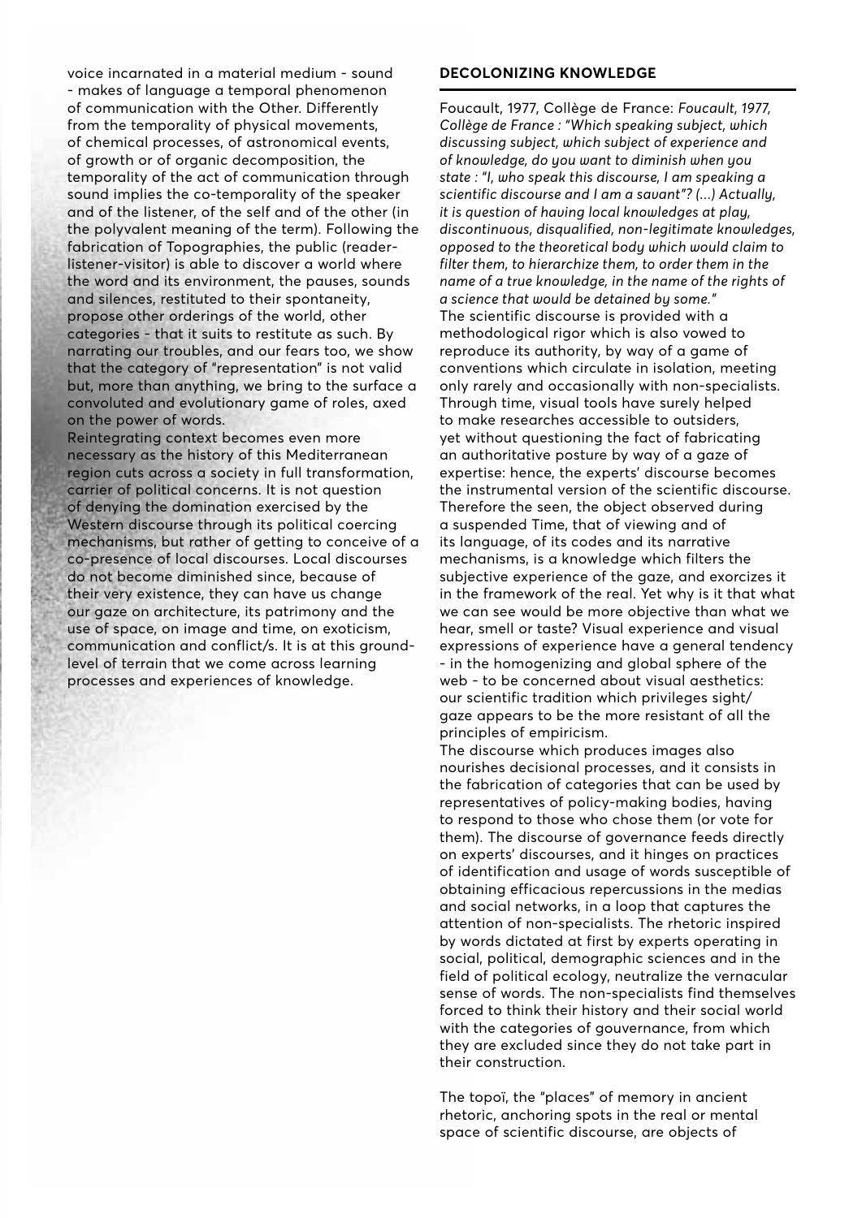voice incarnated in a material medium - sound - makes of language a temporal phenomenon of communication with the Other. Differently from the temporality of physical movements, of chemical processes, of astronomical events, of growth or of organic decomposition, the temporality of the act of communication through sound implies the co-temporality of the speaker and of the listener, of the self and of the other (in the polyvalent meaning of the term). Following the fabrication of Topographies, the public (reader-listener-visitor) is able to discover a world where the word and its environment, the pauses, sounds and silences, restituted to their spontaneity, propose other orderings of the world, other categories - that it suits to restitute as such. By narrating our troubles, and our fears too, we show that the category of "representation" is not valid but, more than anything, we bring to the surface a convoluted and evolutionary game of roles, axed on the power of words.

Reintegrating context becomes even more necessary as the history of this Mediterranean region cuts across a society in full transformation, carrier of political concerns. It is not question of denying the domination exercised by the Western discourse through its political coercing mechanisms, but rather of getting to conceive of a co-presence of local discourses. Local discourses do not become diminished since, because of their very existence, they can have us change our gaze on architecture, its patrimony and the use of space, on image and time, on exoticism, communication and conflict/s. It is at this ground-level of terrain that we come across learning processes and experiences of knowledge.

## DECOLONIZING KNOWLEDGE

Foucault, 1977, Collège de France: *Foucault, 1977, Collège de France : "Which speaking subject, which discussing subject, which subject of experience and of knowledge, do you want to diminish when you state : "I, who speak this discourse, I am speaking a scientific discourse and I am a savant"? (...) Actually, it is question of having local knowledges at play, discontinuous, disqualified, non-legitimate knowledges, opposed to the theoretical body which would claim to filter them, to hierarchize them, to order them in the name of a true knowledge, in the name of the rights of a science that would be detained by some."*

The scientific discourse is provided with a methodological rigor which is also vowed to reproduce its authority, by way of a game of conventions which circulate in isolation, meeting only rarely and occasionally with non-specialists. Through time, visual tools have surely helped to make researches accessible to outsiders, yet without questioning the fact of fabricating an authoritative posture by way of a gaze of expertise: hence, the experts' discourse becomes the instrumental version of the scientific discourse. Therefore the seen, the object observed during a suspended Time, that of viewing and of its language, of its codes and its narrative mechanisms, is a knowledge which filters the subjective experience of the gaze, and exorcizes it in the framework of the real. Yet why is it that what we can see would be more objective than what we hear, smell or taste? Visual experience and visual expressions of experience have a general tendency - in the homogenizing and global sphere of the web - to be concerned about visual aesthetics: our scientific tradition which privileges sight/ gaze appears to be the more resistant of all the principles of empiricism.

The discourse which produces images also nourishes decisional processes, and it consists in the fabrication of categories that can be used by representatives of policy-making bodies, having to respond to those who chose them (or vote for them). The discourse of governance feeds directly on experts' discourses, and it hinges on practices of identification and usage of words susceptible of obtaining efficacious repercussions in the medias and social networks, in a loop that captures the attention of non-specialists. The rhetoric inspired by words dictated at first by experts operating in social, political, demographic sciences and in the field of political ecology, neutralize the vernacular sense of words. The non-specialists find themselves forced to think their history and their social world with the categories of gouvernance, from which they are excluded since they do not take part in their construction.

The topoï, the "places" of memory in ancient rhetoric, anchoring spots in the real or mental space of scientific discourse, are objects of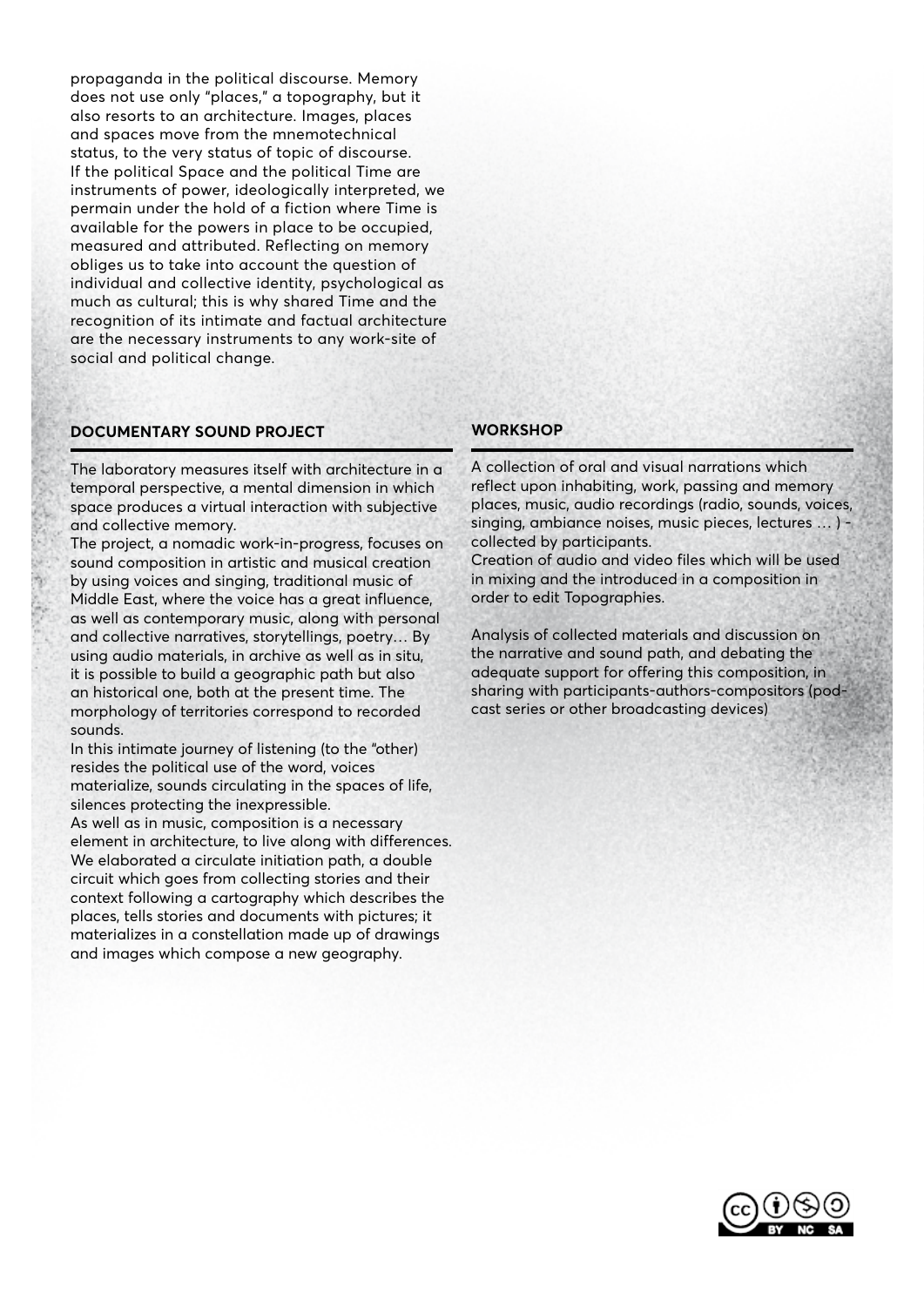propaganda in the political discourse. Memory does not use only "places," a topography, but it also resorts to an architecture. Images, places and spaces move from the mnemotechnical status, to the very status of topic of discourse. If the political Space and the political Time are instruments of power, ideologically interpreted, we permain under the hold of a fiction where Time is available for the powers in place to be occupied, measured and attributed. Reflecting on memory obliges us to take into account the question of individual and collective identity, psychological as much as cultural; this is why shared Time and the recognition of its intimate and factual architecture are the necessary instruments to any work-site of social and political change.

## DOCUMENTARY SOUND PROJECT

The laboratory measures itself with architecture in a temporal perspective, a mental dimension in which space produces a virtual interaction with subjective and collective memory.
The project, a nomadic work-in-progress, focuses on sound composition in artistic and musical creation by using voices and singing, traditional music of Middle East, where the voice has a great influence, as well as contemporary music, along with personal and collective narratives, storytellings, poetry… By using audio materials, in archive as well as in situ, it is possible to build a geographic path but also an historical one, both at the present time. The morphology of territories correspond to recorded sounds.
In this intimate journey of listening (to the "other) resides the political use of the word, voices materialize, sounds circulating in the spaces of life, silences protecting the inexpressible.
As well as in music, composition is a necessary element in architecture, to live along with differences. We elaborated a circulate initiation path, a double circuit which goes from collecting stories and their context following a cartography which describes the places, tells stories and documents with pictures; it materializes in a constellation made up of drawings and images which compose a new geography.

## WORKSHOP

A collection of oral and visual narrations which reflect upon inhabiting, work, passing and memory places, music, audio recordings (radio, sounds, voices, singing, ambiance noises, music pieces, lectures … ) - collected by participants.
Creation of audio and video files which will be used in mixing and the introduced in a composition in order to edit Topographies.

Analysis of collected materials and discussion on the narrative and sound path, and debating the adequate support for offering this composition, in sharing with participants-authors-compositors (pod-cast series or other broadcasting devices)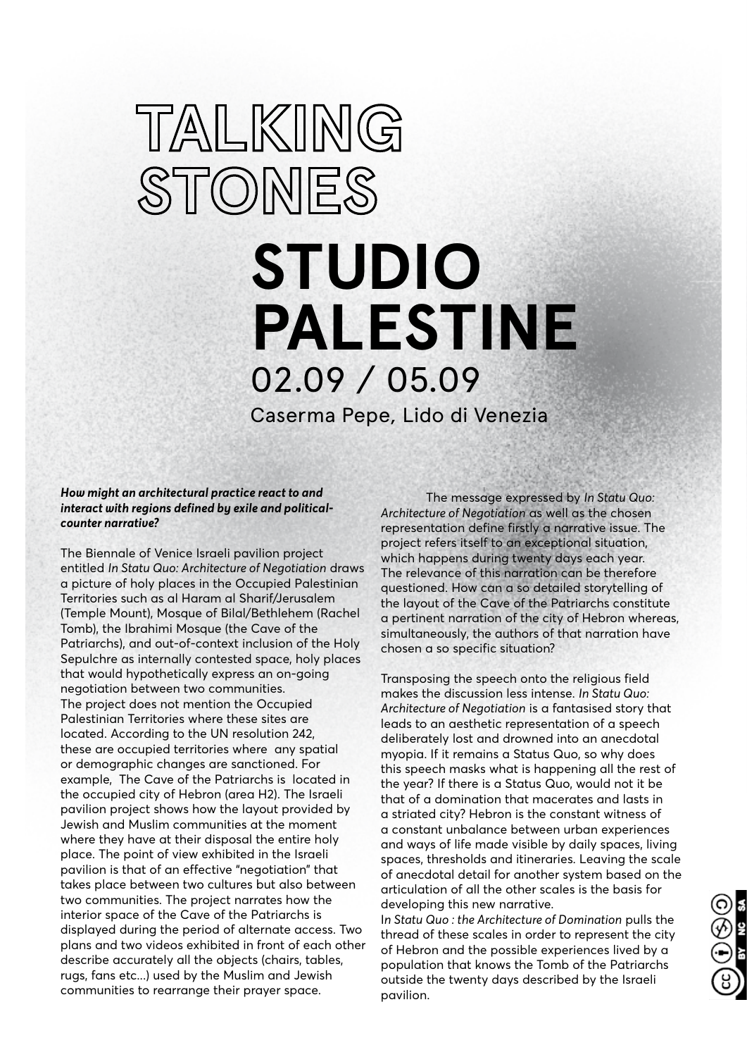# TALKING STONES

# STUDIO PALESTINE

02.09 / 05.09

Caserma Pepe, Lido di Venezia

***How might an architectural practice react to and interact with regions defined by exile and political-counter narrative?***

The Biennale of Venice Israeli pavilion project entitled *In Statu Quo: Architecture of Negotiation* draws a picture of holy places in the Occupied Palestinian Territories such as al Haram al Sharif/Jerusalem (Temple Mount), Mosque of Bilal/Bethlehem (Rachel Tomb), the Ibrahimi Mosque (the Cave of the Patriarchs), and out-of-context inclusion of the Holy Sepulchre as internally contested space, holy places that would hypothetically express an on-going negotiation between two communities.
The project does not mention the Occupied Palestinian Territories where these sites are located. According to the UN resolution 242, these are occupied territories where any spatial or demographic changes are sanctioned. For example, The Cave of the Patriarchs is located in the occupied city of Hebron (area H2). The Israeli pavilion project shows how the layout provided by Jewish and Muslim communities at the moment where they have at their disposal the entire holy place. The point of view exhibited in the Israeli pavilion is that of an effective "negotiation" that takes place between two cultures but also between two communities. The project narrates how the interior space of the Cave of the Patriarchs is displayed during the period of alternate access. Two plans and two videos exhibited in front of each other describe accurately all the objects (chairs, tables, rugs, fans etc...) used by the Muslim and Jewish communities to rearrange their prayer space.

The message expressed by *In Statu Quo: Architecture of Negotiation* as well as the chosen representation define firstly a narrative issue. The project refers itself to an exceptional situation, which happens during twenty days each year. The relevance of this narration can be therefore questioned. How can a so detailed storytelling of the layout of the Cave of the Patriarchs constitute a pertinent narration of the city of Hebron whereas, simultaneously, the authors of that narration have chosen a so specific situation?

Transposing the speech onto the religious field makes the discussion less intense. *In Statu Quo: Architecture of Negotiation* is a fantasised story that leads to an aesthetic representation of a speech deliberately lost and drowned into an anecdotal myopia. If it remains a Status Quo, so why does this speech masks what is happening all the rest of the year? If there is a Status Quo, would not it be that of a domination that macerates and lasts in a striated city? Hebron is the constant witness of a constant unbalance between urban experiences and ways of life made visible by daily spaces, living spaces, thresholds and itineraries. Leaving the scale of anecdotal detail for another system based on the articulation of all the other scales is the basis for developing this new narrative.
I*n Statu Quo : the Architecture of Domination* pulls the thread of these scales in order to represent the city of Hebron and the possible experiences lived by a population that knows the Tomb of the Patriarchs outside the twenty days described by the Israeli pavilion.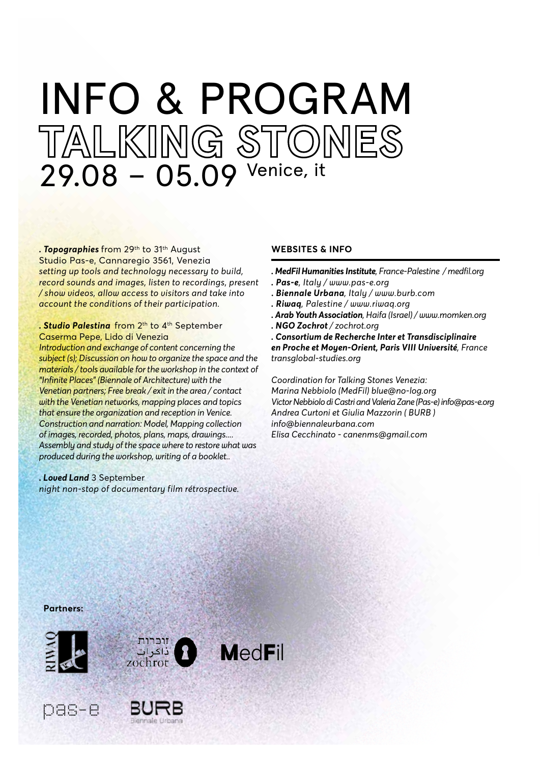# INFO & PROGRAM
# TALKING STONES
## 29.08 – 05.09 Venice, it

***. Topographies*** from 29th to 31th August
Studio Pas-e, Cannaregio 3561, Venezia
*setting up tools and technology necessary to build, record sounds and images, listen to recordings, present / show videos, allow access to visitors and take into account the conditions of their participation.*

***. Studio Palestina*** from 2th to 4th September
Caserma Pepe, Lido di Venezia
*Introduction and exchange of content concerning the subject (s); Discussion on how to organize the space and the materials / tools available for the workshop in the context of "Infinite Places" (Biennale of Architecture) with the Venetian partners; Free break / exit in the area / contact with the Venetian networks, mapping places and topics that ensure the organization and reception in Venice. Construction and narration: Model, Mapping collection of images, recorded, photos, plans, maps, drawings…. Assembly and study of the space where to restore what was produced during the workshop, writing of a booklet..*

***. Loved Land*** 3 September
*night non-stop of documentary film rétrospective.*

**WEBSITES & INFO**

- ***MedFil Humanities Institute****, France-Palestine / medfil.org*
- ***Pas-e****, Italy / www.pas-e.org*
- ***Biennale Urbana****, Italy / www.burb.com*
- ***Riwaq****, Palestine / www.riwaq.org*
- ***Arab Youth Association****, Haifa (Israel) / www.momken.org*
- ***NGO Zochrot*** */ zochrot.org*
- ***Consortium de Recherche Inter et Transdisciplinaire en Proche et Moyen-Orient, Paris VIII Université****, France transglobal-studies.org*

*Coordination for Talking Stones Venezia:*
*Marina Nebbiolo (MedFil) blue@no-log.org*
*Victor Nebbiolo di Castri and Valeria Zane (Pas-e) info@pas-e.org*
*Andrea Curtoni et Giulia Mazzorin ( BURB )*
*info@biennaleurbana.com*
*Elisa Cecchinato - canenms@gmail.com*

**Partners:**

RIWAQ

זוכרות
ذاكرات
zochrot

MedFil

pas-e

BURB
Biennale Urbana